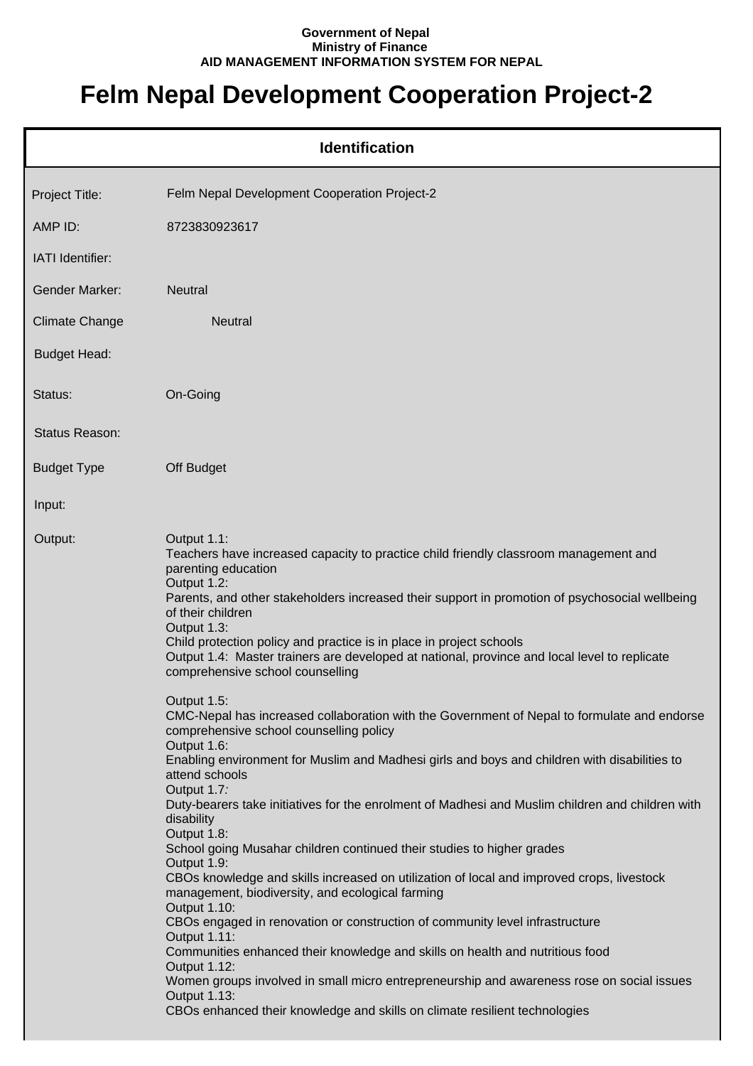**Government of Nepal**
**Ministry of Finance**
**AID MANAGEMENT INFORMATION SYSTEM FOR NEPAL**

# Felm Nepal Development Cooperation Project-2

## Identification

| | |
|---|---|
| Project Title: | Felm Nepal Development Cooperation Project-2 |
| AMP ID: | 8723830923617 |
| IATI Identifier: | |
| Gender Marker: | Neutral |
| Climate Change | Neutral |
| Budget Head: | |
| Status: | On-Going |
| Status Reason: | |
| Budget Type | Off Budget |
| Input: | |
| Output: | Output 1.1:<br>Teachers have increased capacity to practice child friendly classroom management and parenting education<br>Output 1.2:<br>Parents, and other stakeholders increased their support in promotion of psychosocial wellbeing of their children<br>Output 1.3:<br>Child protection policy and practice is in place in project schools<br>Output 1.4: Master trainers are developed at national, province and local level to replicate comprehensive school counselling<br><br>Output 1.5:<br>CMC-Nepal has increased collaboration with the Government of Nepal to formulate and endorse comprehensive school counselling policy<br>Output 1.6:<br>Enabling environment for Muslim and Madhesi girls and boys and children with disabilities to attend schools<br>Output 1.7:<br>Duty-bearers take initiatives for the enrolment of Madhesi and Muslim children and children with disability<br>Output 1.8:<br>School going Musahar children continued their studies to higher grades<br>Output 1.9:<br>CBOs knowledge and skills increased on utilization of local and improved crops, livestock management, biodiversity, and ecological farming<br>Output 1.10:<br>CBOs engaged in renovation or construction of community level infrastructure<br>Output 1.11:<br>Communities enhanced their knowledge and skills on health and nutritious food<br>Output 1.12:<br>Women groups involved in small micro entrepreneurship and awareness rose on social issues<br>Output 1.13:<br>CBOs enhanced their knowledge and skills on climate resilient technologies |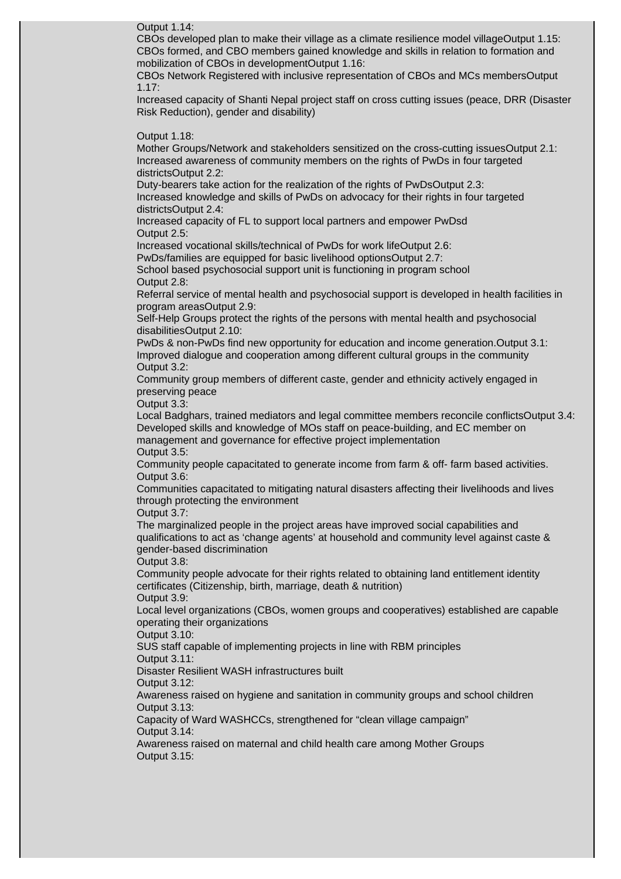Output 1.14:
CBOs developed plan to make their village as a climate resilience model villageOutput 1.15:
CBOs formed, and CBO members gained knowledge and skills in relation to formation and mobilization of CBOs in developmentOutput 1.16:
CBOs Network Registered with inclusive representation of CBOs and MCs membersOutput 1.17:
Increased capacity of Shanti Nepal project staff on cross cutting issues (peace, DRR (Disaster Risk Reduction), gender and disability)

Output 1.18:
Mother Groups/Network and stakeholders sensitized on the cross-cutting issuesOutput 2.1:
Increased awareness of community members on the rights of PwDs in four targeted districtsOutput 2.2:
Duty-bearers take action for the realization of the rights of PwDsOutput 2.3:
Increased knowledge and skills of PwDs on advocacy for their rights in four targeted districtsOutput 2.4:
Increased capacity of FL to support local partners and empower PwDsd
Output 2.5:
Increased vocational skills/technical of PwDs for work lifeOutput 2.6:
PwDs/families are equipped for basic livelihood optionsOutput 2.7:
School based psychosocial support unit is functioning in program school
Output 2.8:
Referral service of mental health and psychosocial support is developed in health facilities in program areasOutput 2.9:
Self-Help Groups protect the rights of the persons with mental health and psychosocial disabilitiesOutput 2.10:
PwDs & non-PwDs find new opportunity for education and income generation.Output 3.1:
Improved dialogue and cooperation among different cultural groups in the community
Output 3.2:
Community group members of different caste, gender and ethnicity actively engaged in preserving peace
Output 3.3:
Local Badghars, trained mediators and legal committee members reconcile conflictsOutput 3.4:
Developed skills and knowledge of MOs staff on peace-building, and EC member on management and governance for effective project implementation
Output 3.5:
Community people capacitated to generate income from farm & off- farm based activities.
Output 3.6:
Communities capacitated to mitigating natural disasters affecting their livelihoods and lives through protecting the environment
Output 3.7:
The marginalized people in the project areas have improved social capabilities and qualifications to act as ‘change agents’ at household and community level against caste & gender-based discrimination
Output 3.8:
Community people advocate for their rights related to obtaining land entitlement identity certificates (Citizenship, birth, marriage, death & nutrition)
Output 3.9:
Local level organizations (CBOs, women groups and cooperatives) established are capable operating their organizations
Output 3.10:
SUS staff capable of implementing projects in line with RBM principles
Output 3.11:
Disaster Resilient WASH infrastructures built
Output 3.12:
Awareness raised on hygiene and sanitation in community groups and school children
Output 3.13:
Capacity of Ward WASHCCs, strengthened for “clean village campaign”
Output 3.14:
Awareness raised on maternal and child health care among Mother Groups
Output 3.15: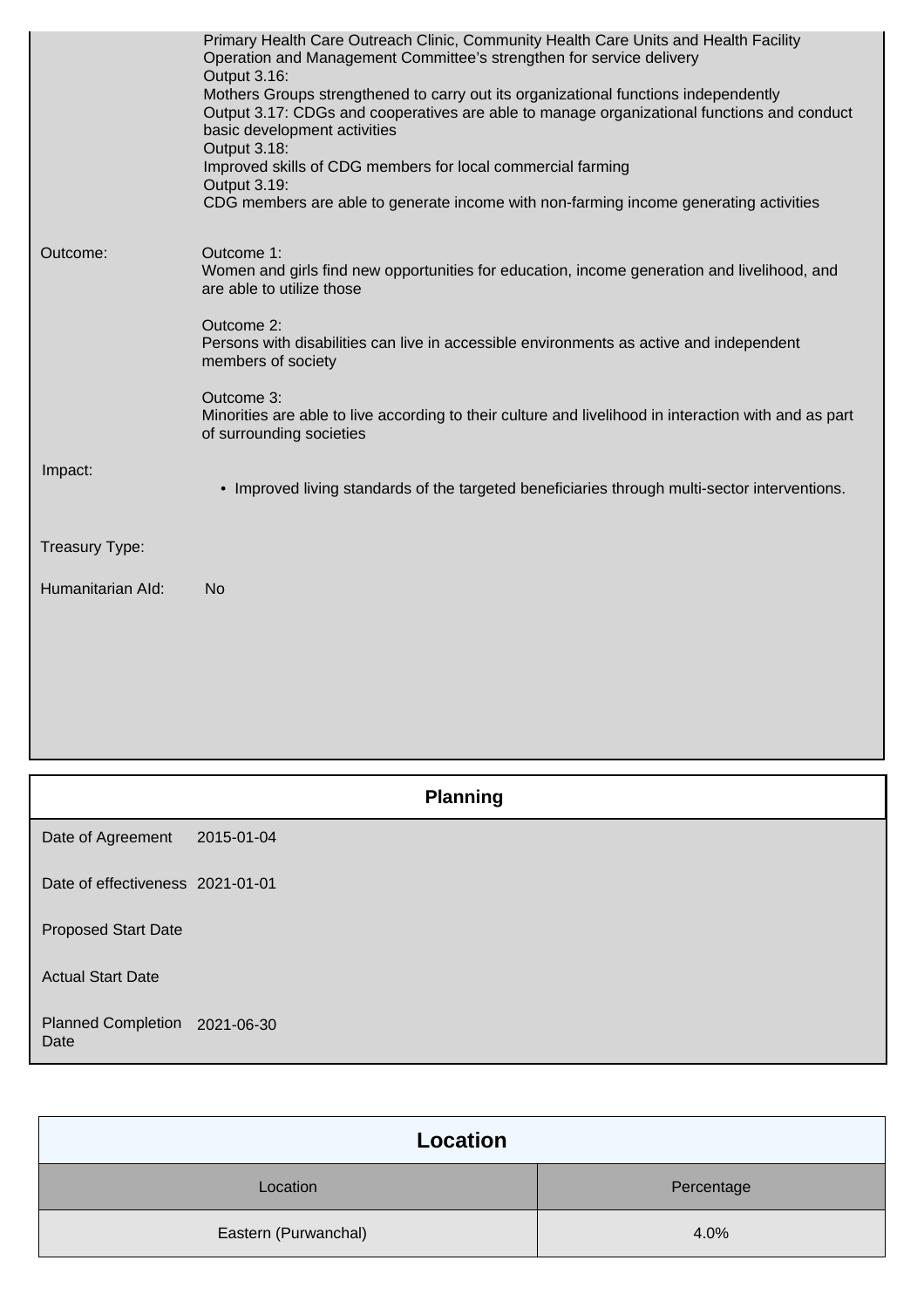Primary Health Care Outreach Clinic, Community Health Care Units and Health Facility Operation and Management Committee's strengthen for service delivery
Output 3.16:
Mothers Groups strengthened to carry out its organizational functions independently
Output 3.17: CDGs and cooperatives are able to manage organizational functions and conduct basic development activities
Output 3.18:
Improved skills of CDG members for local commercial farming
Output 3.19:
CDG members are able to generate income with non-farming income generating activities

Outcome:

Outcome 1:
Women and girls find new opportunities for education, income generation and livelihood, and are able to utilize those

Outcome 2:
Persons with disabilities can live in accessible environments as active and independent members of society

Outcome 3:
Minorities are able to live according to their culture and livelihood in interaction with and as part of surrounding societies

Impact:

- Improved living standards of the targeted beneficiaries through multi-sector interventions.

Treasury Type:

Humanitarian AId: No

## Planning

| | |
|---|---|
| Date of Agreement | 2015-01-04 |
| Date of effectiveness | 2021-01-01 |
| Proposed Start Date | |
| Actual Start Date | |
| Planned Completion Date | 2021-06-30 |

## Location

| Location | Percentage |
|---|---|
| Eastern (Purwanchal) | 4.0% |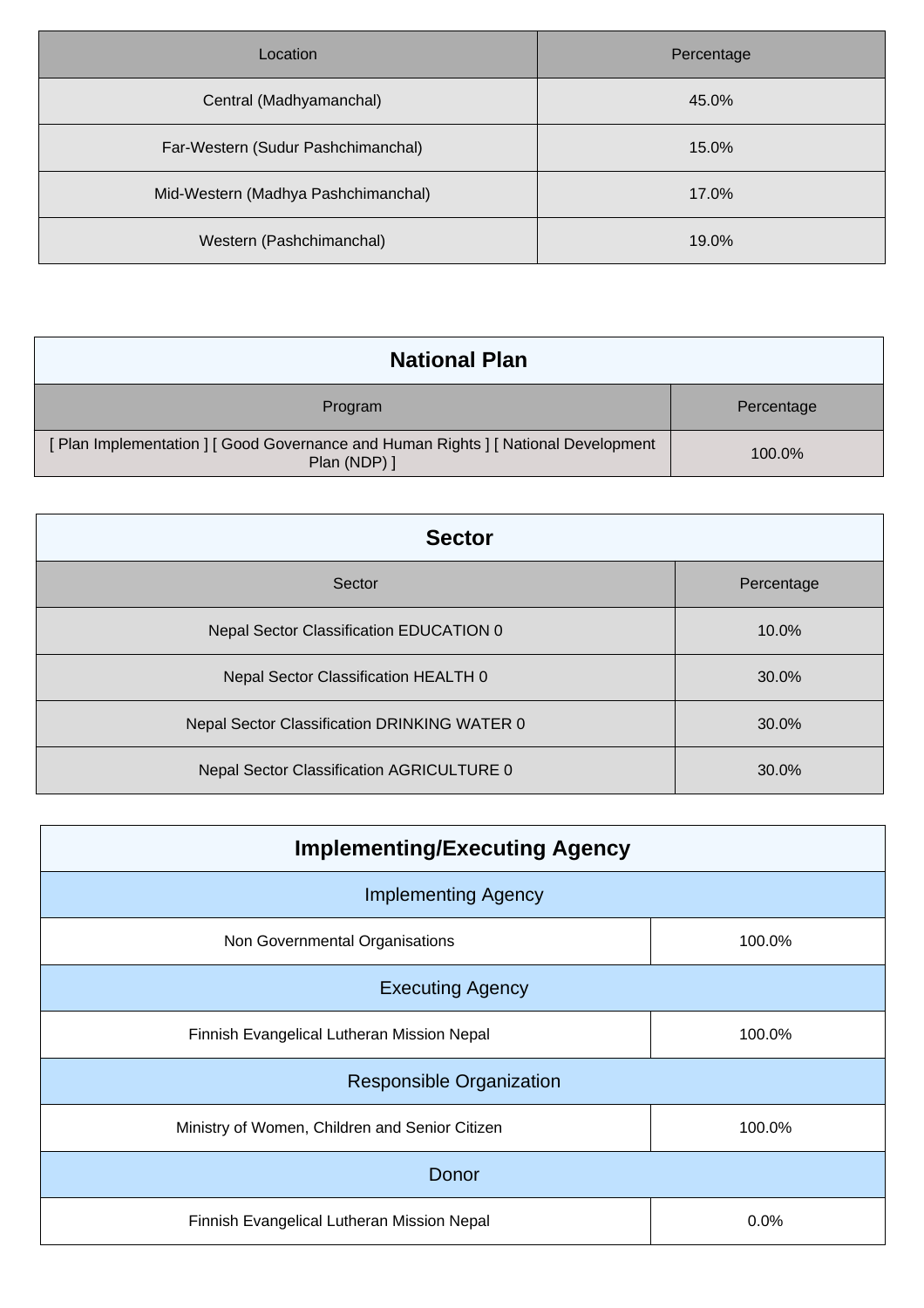| Location | Percentage |
|---|---|
| Central (Madhyamanchal) | 45.0% |
| Far-Western (Sudur Pashchimanchal) | 15.0% |
| Mid-Western (Madhya Pashchimanchal) | 17.0% |
| Western (Pashchimanchal) | 19.0% |

## National Plan

| Program | Percentage |
|---|---|
| [ Plan Implementation ] [ Good Governance and Human Rights ] [ National Development Plan (NDP) ] | 100.0% |

## Sector

| Sector | Percentage |
|---|---|
| Nepal Sector Classification EDUCATION 0 | 10.0% |
| Nepal Sector Classification HEALTH 0 | 30.0% |
| Nepal Sector Classification DRINKING WATER 0 | 30.0% |
| Nepal Sector Classification AGRICULTURE 0 | 30.0% |

## Implementing/Executing Agency

| | |
|---|---|
| **Implementing Agency** | |
| Non Governmental Organisations | 100.0% |
| **Executing Agency** | |
| Finnish Evangelical Lutheran Mission Nepal | 100.0% |
| **Responsible Organization** | |
| Ministry of Women, Children and Senior Citizen | 100.0% |
| **Donor** | |
| Finnish Evangelical Lutheran Mission Nepal | 0.0% |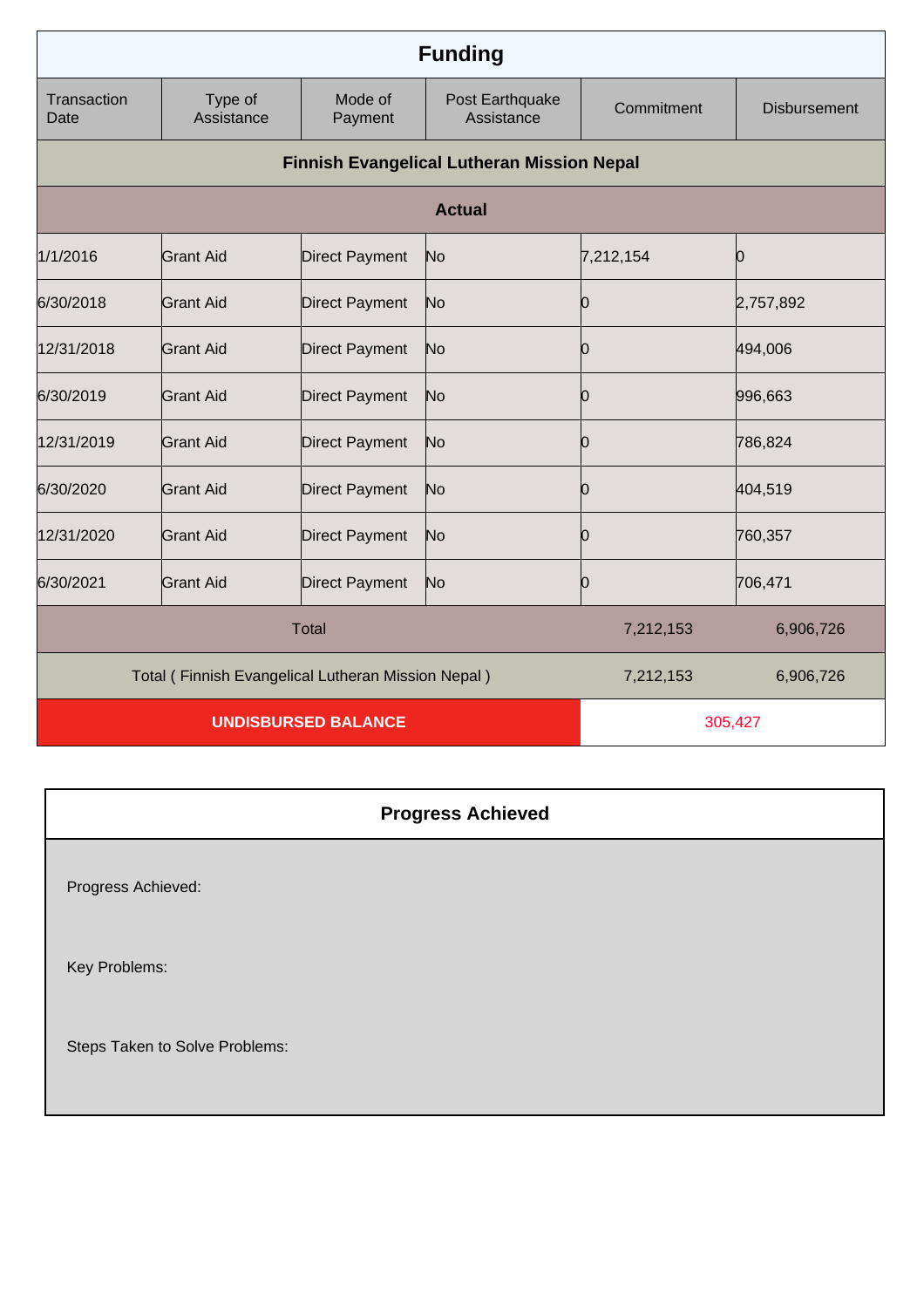## Funding

| Transaction Date | Type of Assistance | Mode of Payment | Post Earthquake Assistance | Commitment | Disbursement |
|---|---|---|---|---|---|
| **Finnish Evangelical Lutheran Mission Nepal** | | | | | |
| **Actual** | | | | | |
| 1/1/2016 | Grant Aid | Direct Payment | No | 7,212,154 | 0 |
| 6/30/2018 | Grant Aid | Direct Payment | No | 0 | 2,757,892 |
| 12/31/2018 | Grant Aid | Direct Payment | No | 0 | 494,006 |
| 6/30/2019 | Grant Aid | Direct Payment | No | 0 | 996,663 |
| 12/31/2019 | Grant Aid | Direct Payment | No | 0 | 786,824 |
| 6/30/2020 | Grant Aid | Direct Payment | No | 0 | 404,519 |
| 12/31/2020 | Grant Aid | Direct Payment | No | 0 | 760,357 |
| 6/30/2021 | Grant Aid | Direct Payment | No | 0 | 706,471 |
| Total | | | | 7,212,153 | 6,906,726 |
| Total ( Finnish Evangelical Lutheran Mission Nepal ) | | | | 7,212,153 | 6,906,726 |
| **UNDISBURSED BALANCE** | | | | 305,427 | |

## Progress Achieved

Progress Achieved:

Key Problems:

Steps Taken to Solve Problems: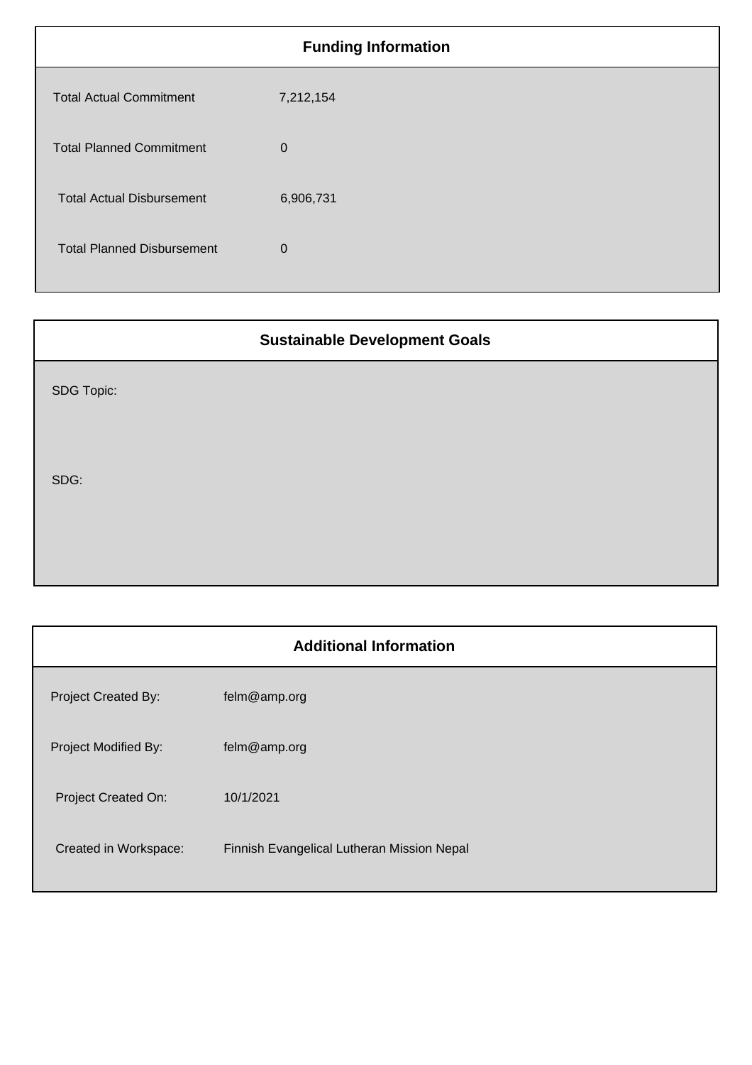## Funding Information

| | |
|---|---|
| Total Actual Commitment | 7,212,154 |
| Total Planned Commitment | 0 |
| Total Actual Disbursement | 6,906,731 |
| Total Planned Disbursement | 0 |

## Sustainable Development Goals

SDG Topic:

SDG:

## Additional Information

| | |
|---|---|
| Project Created By: | felm@amp.org |
| Project Modified By: | felm@amp.org |
| Project Created On: | 10/1/2021 |
| Created in Workspace: | Finnish Evangelical Lutheran Mission Nepal |